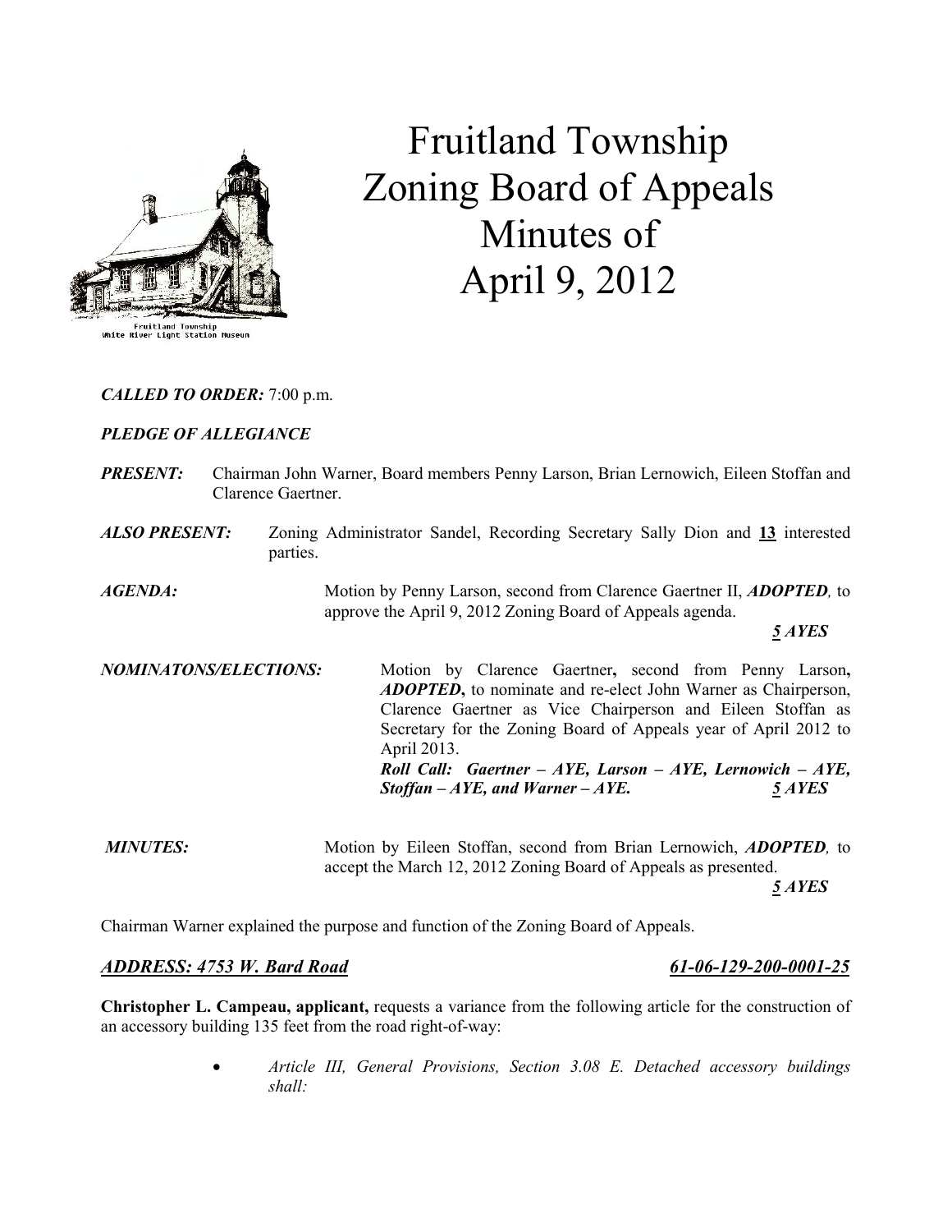Fruitland Township
White River Light Station Museum

# Fruitland Township Zoning Board of Appeals Minutes of April 9, 2012

***CALLED TO ORDER:*** 7:00 p.m.

***PLEDGE OF ALLEGIANCE***

***PRESENT:*** Chairman John Warner, Board members Penny Larson, Brian Lernowich, Eileen Stoffan and Clarence Gaertner.

***ALSO PRESENT:*** Zoning Administrator Sandel, Recording Secretary Sally Dion and **13** interested parties.

***AGENDA:*** Motion by Penny Larson, second from Clarence Gaertner II, ***ADOPTED,*** to approve the April 9, 2012 Zoning Board of Appeals agenda.

***5 AYES***

***NOMINATONS/ELECTIONS:*** Motion by Clarence Gaertner**,** second from Penny Larson**,** ***ADOPTED*****,** to nominate and re-elect John Warner as Chairperson, Clarence Gaertner as Vice Chairperson and Eileen Stoffan as Secretary for the Zoning Board of Appeals year of April 2012 to April 2013.
***Roll Call: Gaertner – AYE, Larson – AYE, Lernowich – AYE, Stoffan – AYE, and Warner – AYE.*** ***5 AYES***

***MINUTES:*** Motion by Eileen Stoffan, second from Brian Lernowich, ***ADOPTED,*** to accept the March 12, 2012 Zoning Board of Appeals as presented.

***5 AYES***

Chairman Warner explained the purpose and function of the Zoning Board of Appeals.

***ADDRESS: 4753 W. Bard Road*** ***61-06-129-200-0001-25***

**Christopher L. Campeau, applicant,** requests a variance from the following article for the construction of an accessory building 135 feet from the road right-of-way:

- *Article III, General Provisions, Section 3.08 E. Detached accessory buildings shall:*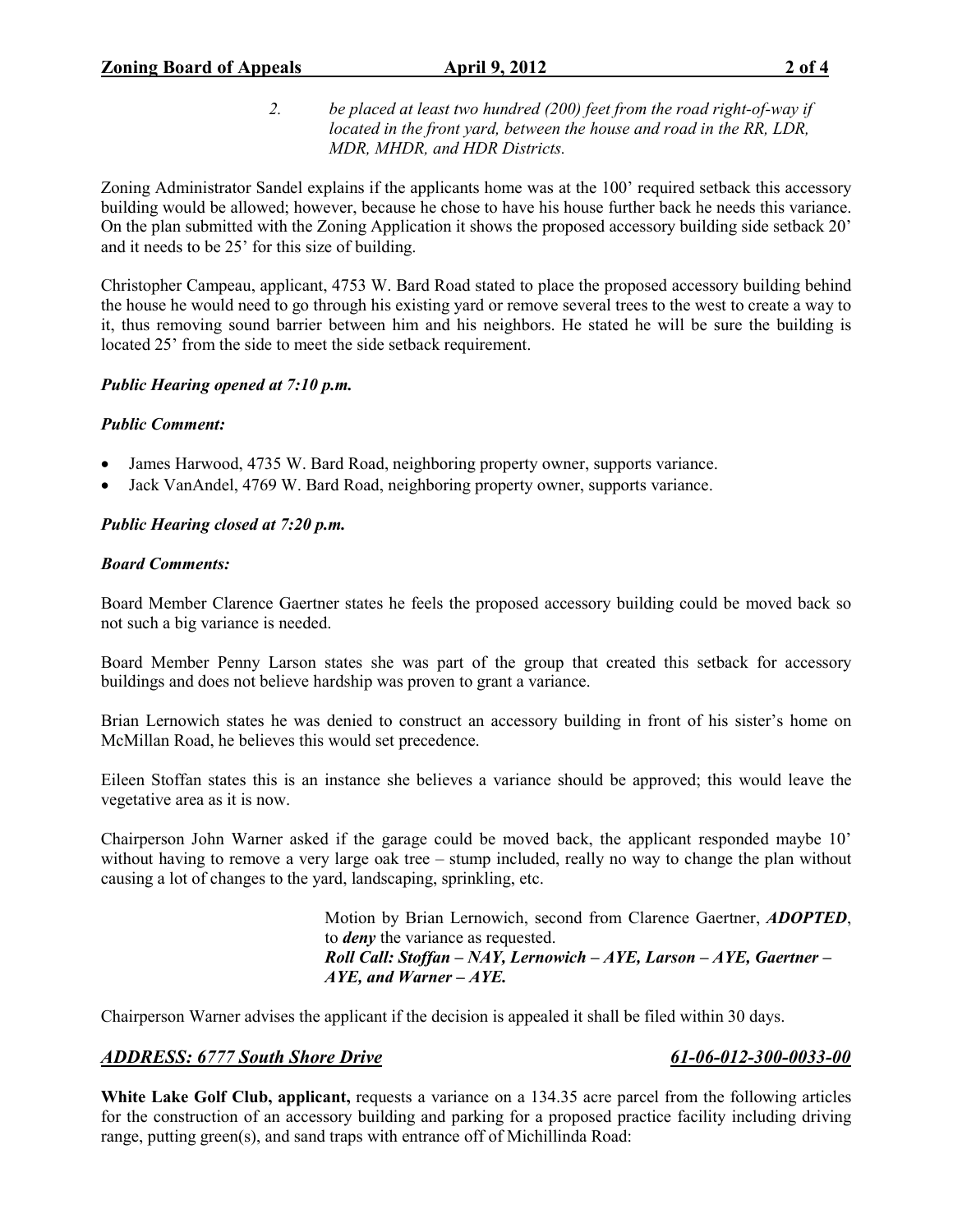> 2. *be placed at least two hundred (200) feet from the road right-of-way if located in the front yard, between the house and road in the RR, LDR, MDR, MHDR, and HDR Districts.*

Zoning Administrator Sandel explains if the applicants home was at the 100' required setback this accessory building would be allowed; however, because he chose to have his house further back he needs this variance. On the plan submitted with the Zoning Application it shows the proposed accessory building side setback 20' and it needs to be 25' for this size of building.

Christopher Campeau, applicant, 4753 W. Bard Road stated to place the proposed accessory building behind the house he would need to go through his existing yard or remove several trees to the west to create a way to it, thus removing sound barrier between him and his neighbors. He stated he will be sure the building is located 25' from the side to meet the side setback requirement.

***Public Hearing opened at 7:10 p.m.***

***Public Comment:***

- James Harwood, 4735 W. Bard Road, neighboring property owner, supports variance.
- Jack VanAndel, 4769 W. Bard Road, neighboring property owner, supports variance.

***Public Hearing closed at 7:20 p.m.***

***Board Comments:***

Board Member Clarence Gaertner states he feels the proposed accessory building could be moved back so not such a big variance is needed.

Board Member Penny Larson states she was part of the group that created this setback for accessory buildings and does not believe hardship was proven to grant a variance.

Brian Lernowich states he was denied to construct an accessory building in front of his sister's home on McMillan Road, he believes this would set precedence.

Eileen Stoffan states this is an instance she believes a variance should be approved; this would leave the vegetative area as it is now.

Chairperson John Warner asked if the garage could be moved back, the applicant responded maybe 10' without having to remove a very large oak tree – stump included, really no way to change the plan without causing a lot of changes to the yard, landscaping, sprinkling, etc.

> Motion by Brian Lernowich, second from Clarence Gaertner, ***ADOPTED***, to ***deny*** the variance as requested.
> ***Roll Call: Stoffan – NAY, Lernowich – AYE, Larson – AYE, Gaertner – AYE, and Warner – AYE.***

Chairperson Warner advises the applicant if the decision is appealed it shall be filed within 30 days.

## ***ADDRESS: 6777 South Shore Drive*** ***61-06-012-300-0033-00***

**White Lake Golf Club, applicant,** requests a variance on a 134.35 acre parcel from the following articles for the construction of an accessory building and parking for a proposed practice facility including driving range, putting green(s), and sand traps with entrance off of Michillinda Road: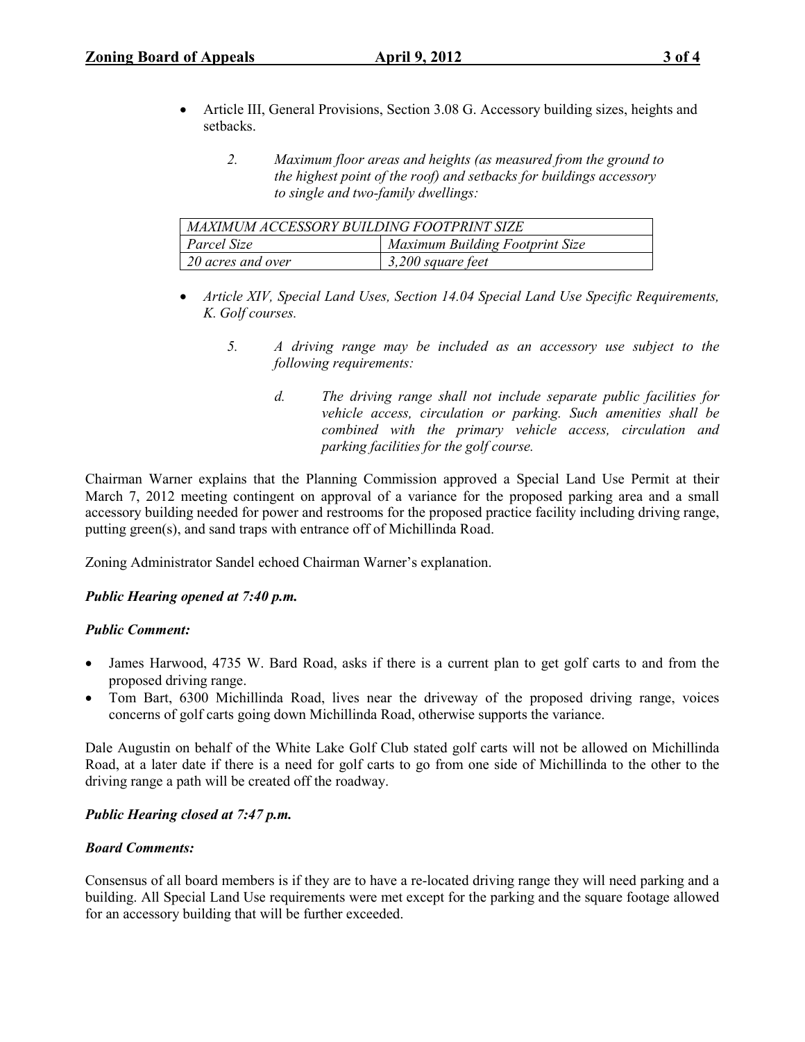- Article III, General Provisions, Section 3.08 G. Accessory building sizes, heights and setbacks.

  2. *Maximum floor areas and heights (as measured from the ground to the highest point of the roof) and setbacks for buildings accessory to single and two-family dwellings:*

| *MAXIMUM ACCESSORY BUILDING FOOTPRINT SIZE* | |
|---|---|
| *Parcel Size* | *Maximum Building Footprint Size* |
| *20 acres and over* | *3,200 square feet* |

- *Article XIV, Special Land Uses, Section 14.04 Special Land Use Specific Requirements, K. Golf courses.*

  5. *A driving range may be included as an accessory use subject to the following requirements:*

     d. *The driving range shall not include separate public facilities for vehicle access, circulation or parking. Such amenities shall be combined with the primary vehicle access, circulation and parking facilities for the golf course.*

Chairman Warner explains that the Planning Commission approved a Special Land Use Permit at their March 7, 2012 meeting contingent on approval of a variance for the proposed parking area and a small accessory building needed for power and restrooms for the proposed practice facility including driving range, putting green(s), and sand traps with entrance off of Michillinda Road.

Zoning Administrator Sandel echoed Chairman Warner's explanation.

***Public Hearing opened at 7:40 p.m.***

***Public Comment:***

- James Harwood, 4735 W. Bard Road, asks if there is a current plan to get golf carts to and from the proposed driving range.
- Tom Bart, 6300 Michillinda Road, lives near the driveway of the proposed driving range, voices concerns of golf carts going down Michillinda Road, otherwise supports the variance.

Dale Augustin on behalf of the White Lake Golf Club stated golf carts will not be allowed on Michillinda Road, at a later date if there is a need for golf carts to go from one side of Michillinda to the other to the driving range a path will be created off the roadway.

***Public Hearing closed at 7:47 p.m.***

***Board Comments:***

Consensus of all board members is if they are to have a re-located driving range they will need parking and a building. All Special Land Use requirements were met except for the parking and the square footage allowed for an accessory building that will be further exceeded.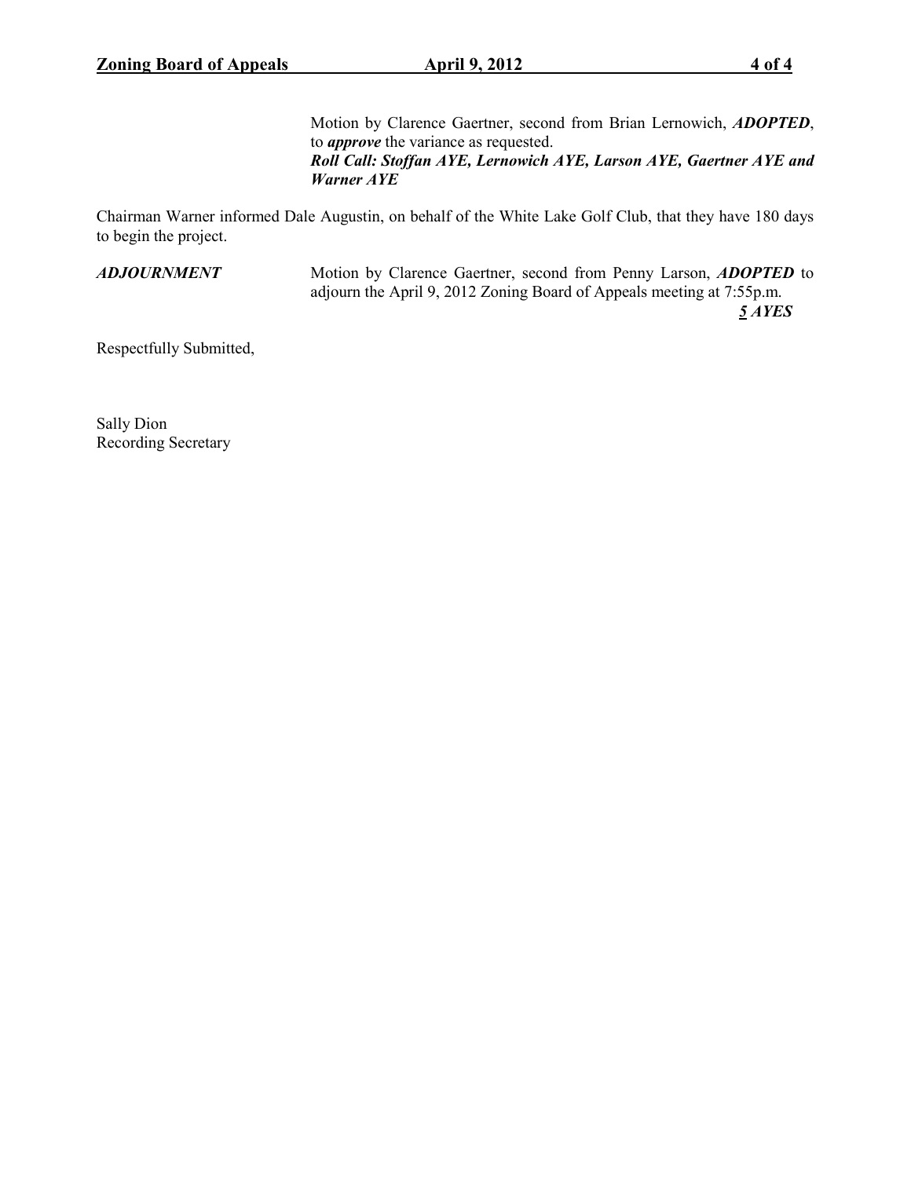Motion by Clarence Gaertner, second from Brian Lernowich, ***ADOPTED***, to ***approve*** the variance as requested.
***Roll Call: Stoffan AYE, Lernowich AYE, Larson AYE, Gaertner AYE and Warner AYE***

Chairman Warner informed Dale Augustin, on behalf of the White Lake Golf Club, that they have 180 days to begin the project.

***ADJOURNMENT*** Motion by Clarence Gaertner, second from Penny Larson, ***ADOPTED*** to adjourn the April 9, 2012 Zoning Board of Appeals meeting at 7:55p.m.
***5 AYES***

Respectfully Submitted,

Sally Dion
Recording Secretary